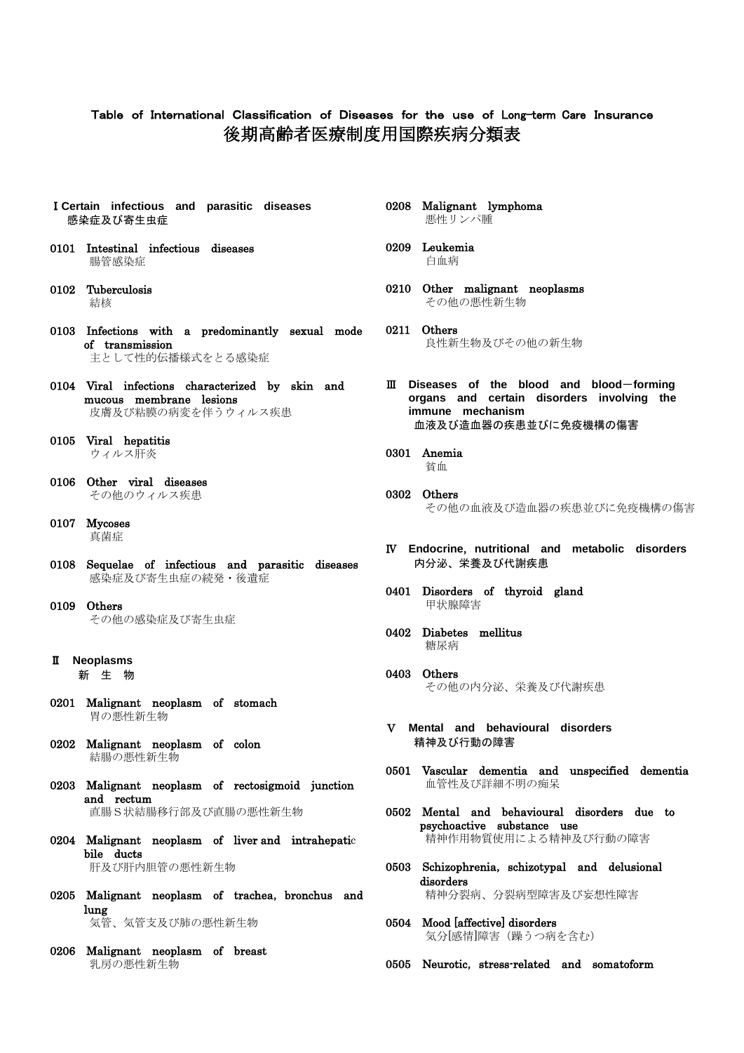# Table of International Classification of Diseases for the use of Long-term Care Insurance
# 後期高齢者医療制度用国際疾病分類表

## Ⅰ Certain infectious and parasitic diseases
## 感染症及び寄生虫症

0101 Intestinal infectious diseases
腸管感染症

0102 Tuberculosis
結核

0103 Infections with a predominantly sexual mode of transmission
主として性的伝播様式をとる感染症

0104 Viral infections characterized by skin and mucous membrane lesions
皮膚及び粘膜の病変を伴うウィルス疾患

0105 Viral hepatitis
ウィルス肝炎

0106 Other viral diseases
その他のウィルス疾患

0107 Mycoses
真菌症

0108 Sequelae of infectious and parasitic diseases
感染症及び寄生虫症の続発・後遺症

0109 Others
その他の感染症及び寄生虫症

## Ⅱ Neoplasms
## 新 生 物

0201 Malignant neoplasm of stomach
胃の悪性新生物

0202 Malignant neoplasm of colon
結腸の悪性新生物

0203 Malignant neoplasm of rectosigmoid junction and rectum
直腸Ｓ状結腸移行部及び直腸の悪性新生物

0204 Malignant neoplasm of liver and intrahepatic bile ducts
肝及び肝内胆管の悪性新生物

0205 Malignant neoplasm of trachea, bronchus and lung
気管、気管支及び肺の悪性新生物

0206 Malignant neoplasm of breast
乳房の悪性新生物

0208 Malignant lymphoma
悪性リンパ腫

0209 Leukemia
白血病

0210 Other malignant neoplasms
その他の悪性新生物

0211 Others
良性新生物及びその他の新生物

## Ⅲ Diseases of the blood and blood−forming organs and certain disorders involving the immune mechanism
## 血液及び造血器の疾患並びに免疫機構の傷害

0301 Anemia
貧血

0302 Others
その他の血液及び造血器の疾患並びに免疫機構の傷害

## Ⅳ Endocrine, nutritional and metabolic disorders
## 内分泌、栄養及び代謝疾患

0401 Disorders of thyroid gland
甲状腺障害

0402 Diabetes mellitus
糖尿病

0403 Others
その他の内分泌、栄養及び代謝疾患

## Ⅴ Mental and behavioural disorders
## 精神及び行動の障害

0501 Vascular dementia and unspecified dementia
血管性及び詳細不明の痴呆

0502 Mental and behavioural disorders due to psychoactive substance use
精神作用物質使用による精神及び行動の障害

0503 Schizophrenia, schizotypal and delusional disorders
精神分裂病、分裂病型障害及び妄想性障害

0504 Mood [affective] disorders
気分[感情]障害（躁うつ病を含む）

0505 Neurotic, stress-related and somatoform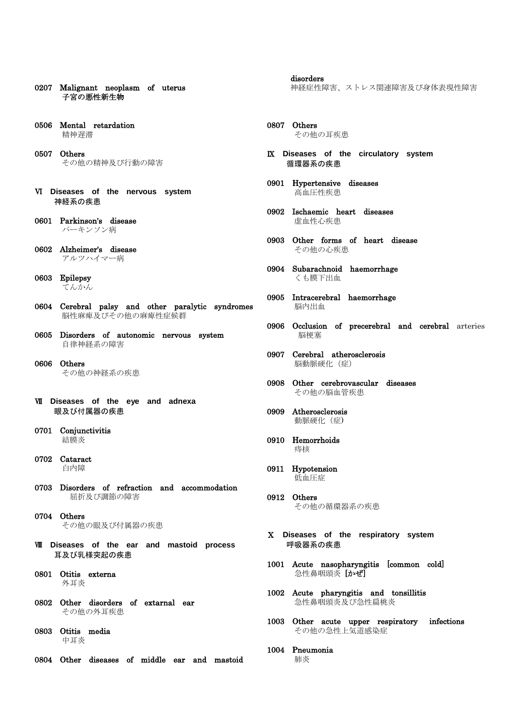0207 Malignant neoplasm of uterus
子宮の悪性新生物

0506 Mental retardation
精神遅滞

0507 Others
その他の精神及び行動の障害

## Ⅵ Diseases of the nervous system
神経系の疾患

0601 Parkinson's disease
パーキンソン病

0602 Alzheimer's disease
アルツハイマー病

0603 Epilepsy
てんかん

0604 Cerebral palsy and other paralytic syndromes
脳性麻痺及びその他の麻痺性症候群

0605 Disorders of autonomic nervous system
自律神経系の障害

0606 Others
その他の神経系の疾患

## Ⅶ Diseases of the eye and adnexa
眼及び付属器の疾患

0701 Conjunctivitis
結膜炎

0702 Cataract
白内障

0703 Disorders of refraction and accommodation
屈折及び調節の障害

0704 Others
その他の眼及び付属器の疾患

## Ⅷ Diseases of the ear and mastoid process
耳及び乳様突起の疾患

0801 Otitis externa
外耳炎

0802 Other disorders of extarnal ear
その他の外耳疾患

0803 Otitis media
中耳炎

0804 Other diseases of middle ear and mastoid disorders
神経症性障害、ストレス関連障害及び身体表現性障害

0807 Others
その他の耳疾患

## Ⅸ Diseases of the circulatory system
循環器系の疾患

0901 Hypertensive diseases
高血圧性疾患

0902 Ischaemic heart diseases
虚血性心疾患

0903 Other forms of heart disease
その他の心疾患

0904 Subarachnoid haemorrhage
くも膜下出血

0905 Intracerebral haemorrhage
脳内出血

0906 Occlusion of precerebral and cerebral arteries
脳梗塞

0907 Cerebral atherosclerosis
脳動脈硬化（症）

0908 Other cerebrovascular diseases
その他の脳血管疾患

0909 Atherosclerosis
動脈硬化（症）

0910 Hemorrhoids
痔核

0911 Hypotension
低血圧症

0912 Others
その他の循環器系の疾患

## Ⅹ Diseases of the respiratory system
呼吸器系の疾患

1001 Acute nasopharyngitis [common cold]
急性鼻咽頭炎［かぜ］

1002 Acute pharyngitis and tonsillitis
急性鼻咽頭炎及び急性扁桃炎

1003 Other acute upper respiratory infections
その他の急性上気道感染症

1004 Pneumonia
肺炎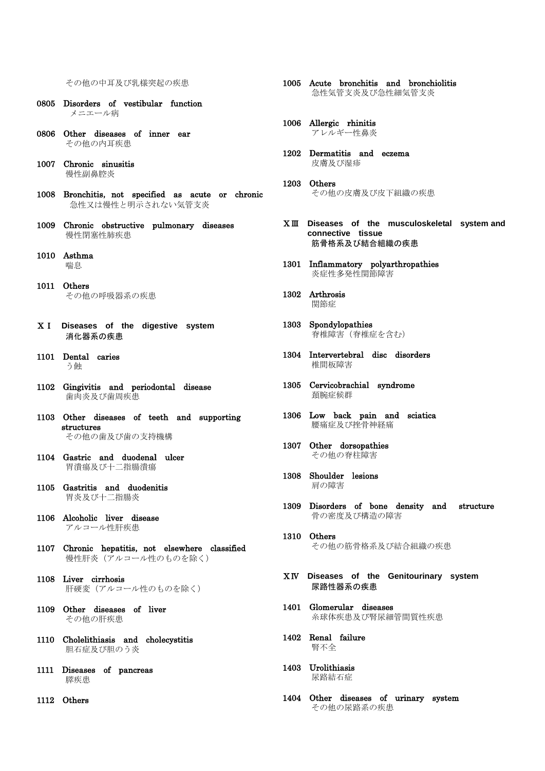その他の中耳及び乳様突起の疾患

**0805 Disorders of vestibular function**
メニエール病

**0806 Other diseases of inner ear**
その他の内耳疾患

**1007 Chronic sinusitis**
慢性副鼻腔炎

**1008 Bronchitis, not specified as acute or chronic**
急性又は慢性と明示されない気管支炎

**1009 Chronic obstructive pulmonary diseases**
慢性閉塞性肺疾患

**1010 Asthma**
喘息

**1011 Others**
その他の呼吸器系の疾患

## ＸⅠ Diseases of the digestive system
## 消化器系の疾患

**1101 Dental caries**
う蝕

**1102 Gingivitis and periodontal disease**
歯肉炎及び歯周疾患

**1103 Other diseases of teeth and supporting structures**
その他の歯及び歯の支持機構

**1104 Gastric and duodenal ulcer**
胃潰瘍及び十二指腸潰瘍

**1105 Gastritis and duodenitis**
胃炎及び十二指腸炎

**1106 Alcoholic liver disease**
アルコール性肝疾患

**1107 Chronic hepatitis, not elsewhere classified**
慢性肝炎（アルコール性のものを除く）

**1108 Liver cirrhosis**
肝硬変（アルコール性のものを除く）

**1109 Other diseases of liver**
その他の肝疾患

**1110 Cholelithiasis and cholecystitis**
胆石症及び胆のう炎

**1111 Diseases of pancreas**
膵疾患

**1112 Others**

**1005 Acute bronchitis and bronchiolitis**
急性気管支炎及び急性細気管支炎

**1006 Allergic rhinitis**
アレルギー性鼻炎

**1202 Dermatitis and eczema**
皮膚及び湿疹

**1203 Others**
その他の皮膚及び皮下組織の疾患

## ＸⅢ Diseases of the musculoskeletal system and connective tissue
## 筋骨格系及び結合組織の疾患

**1301 Inflammatory polyarthropathies**
炎症性多発性関節障害

**1302 Arthrosis**
関節症

**1303 Spondylopathies**
脊椎障害（脊椎症を含む）

**1304 Intervertebral disc disorders**
椎間板障害

**1305 Cervicobrachial syndrome**
頚腕症候群

**1306 Low back pain and sciatica**
腰痛症及び坐骨神経痛

**1307 Other dorsopathies**
その他の脊柱障害

**1308 Shoulder lesions**
肩の障害

**1309 Disorders of bone density and structure**
骨の密度及び構造の障害

**1310 Others**
その他の筋骨格系及び結合組織の疾患

## ＸⅣ Diseases of the Genitourinary system
## 尿路性器系の疾患

**1401 Glomerular diseases**
糸球体疾患及び腎尿細管間質性疾患

**1402 Renal failure**
腎不全

**1403 Urolithiasis**
尿路結石症

**1404 Other diseases of urinary system**
その他の尿路系の疾患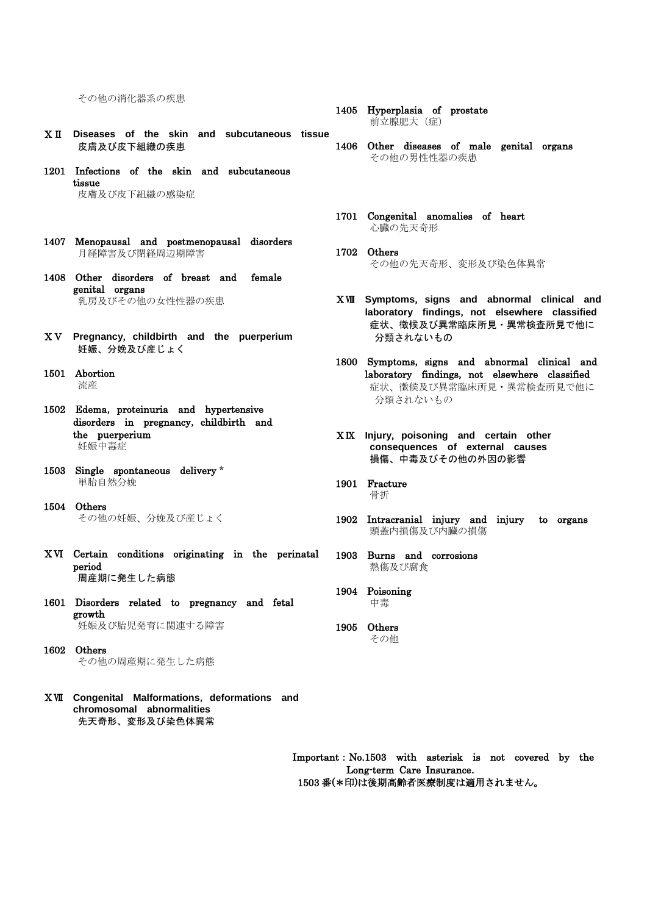その他の消化器系の疾患

## ＸⅡ Diseases of the skin and subcutaneous tissue
**皮膚及び皮下組織の疾患**

1201 Infections of the skin and subcutaneous tissue
皮膚及び皮下組織の感染症

1407 Menopausal and postmenopausal disorders
月経障害及び閉経周辺期障害

1408 Other disorders of breast and female genital organs
乳房及びその他の女性性器の疾患

## ＸⅤ Pregnancy, childbirth and the puerperium
**妊娠、分娩及び産じょく**

1501 Abortion
流産

1502 Edema, proteinuria and hypertensive disorders in pregnancy, childbirth and the puerperium
妊娠中毒症

1503 Single spontaneous delivery *
単胎自然分娩

1504 Others
その他の妊娠、分娩及び産じょく

## ＸⅥ Certain conditions originating in the perinatal period
**周産期に発生した病態**

1601 Disorders related to pregnancy and fetal growth
妊娠及び胎児発育に関連する障害

1602 Others
その他の周産期に発生した病態

## ＸⅦ Congenital Malformations, deformations and chromosomal abnormalities
**先天奇形、変形及び染色体異常**

1405 Hyperplasia of prostate
前立腺肥大（症）

1406 Other diseases of male genital organs
その他の男性性器の疾患

1701 Congenital anomalies of heart
心臓の先天奇形

1702 Others
その他の先天奇形、変形及び染色体異常

## ＸⅧ Symptoms, signs and abnormal clinical and laboratory findings, not elsewhere classified
**症状、徴候及び異常臨床所見・異常検査所見で他に分類されないもの**

1800 Symptoms, signs and abnormal clinical and laboratory findings, not elsewhere classified
症状、徴候及び異常臨床所見・異常検査所見で他に分類されないもの

## ＸⅨ Injury, poisoning and certain other consequences of external causes
**損傷、中毒及びその他の外因の影響**

1901 Fracture
骨折

1902 Intracranial injury and injury to organs
頭蓋内損傷及び内臓の損傷

1903 Burns and corrosions
熱傷及び腐食

1904 Poisoning
中毒

1905 Others
その他

Important : No.1503 with asterisk is not covered by the Long-term Care Insurance.
**1503 番(＊印)は後期高齢者医療制度は適用されません。**